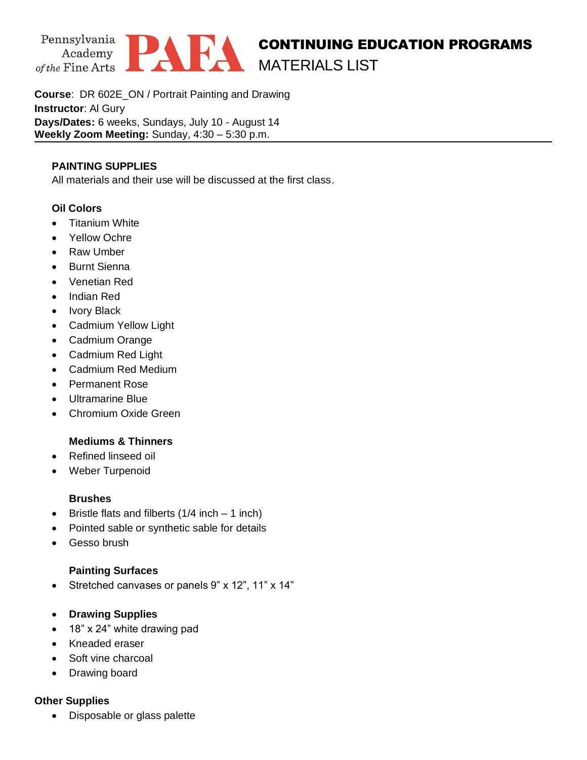Pennsylvania Academy of the Fine Arts **PAFA**

# CONTINUING EDUCATION PROGRAMS

## MATERIALS LIST

**Course**: DR 602E_ON / Portrait Painting and Drawing
**Instructor**: Al Gury
**Days/Dates:** 6 weeks, Sundays, July 10 - August 14
**Weekly Zoom Meeting:** Sunday, 4:30 – 5:30 p.m.

---

### PAINTING SUPPLIES

All materials and their use will be discussed at the first class.

#### Oil Colors

- Titanium White
- Yellow Ochre
- Raw Umber
- Burnt Sienna
- Venetian Red
- Indian Red
- Ivory Black
- Cadmium Yellow Light
- Cadmium Orange
- Cadmium Red Light
- Cadmium Red Medium
- Permanent Rose
- Ultramarine Blue
- Chromium Oxide Green

#### Mediums & Thinners

- Refined linseed oil
- Weber Turpenoid

#### Brushes

- Bristle flats and filberts (1/4 inch – 1 inch)
- Pointed sable or synthetic sable for details
- Gesso brush

#### Painting Surfaces

- Stretched canvases or panels 9" x 12", 11" x 14"

- **Drawing Supplies**
- 18" x 24" white drawing pad
- Kneaded eraser
- Soft vine charcoal
- Drawing board

#### Other Supplies

- Disposable or glass palette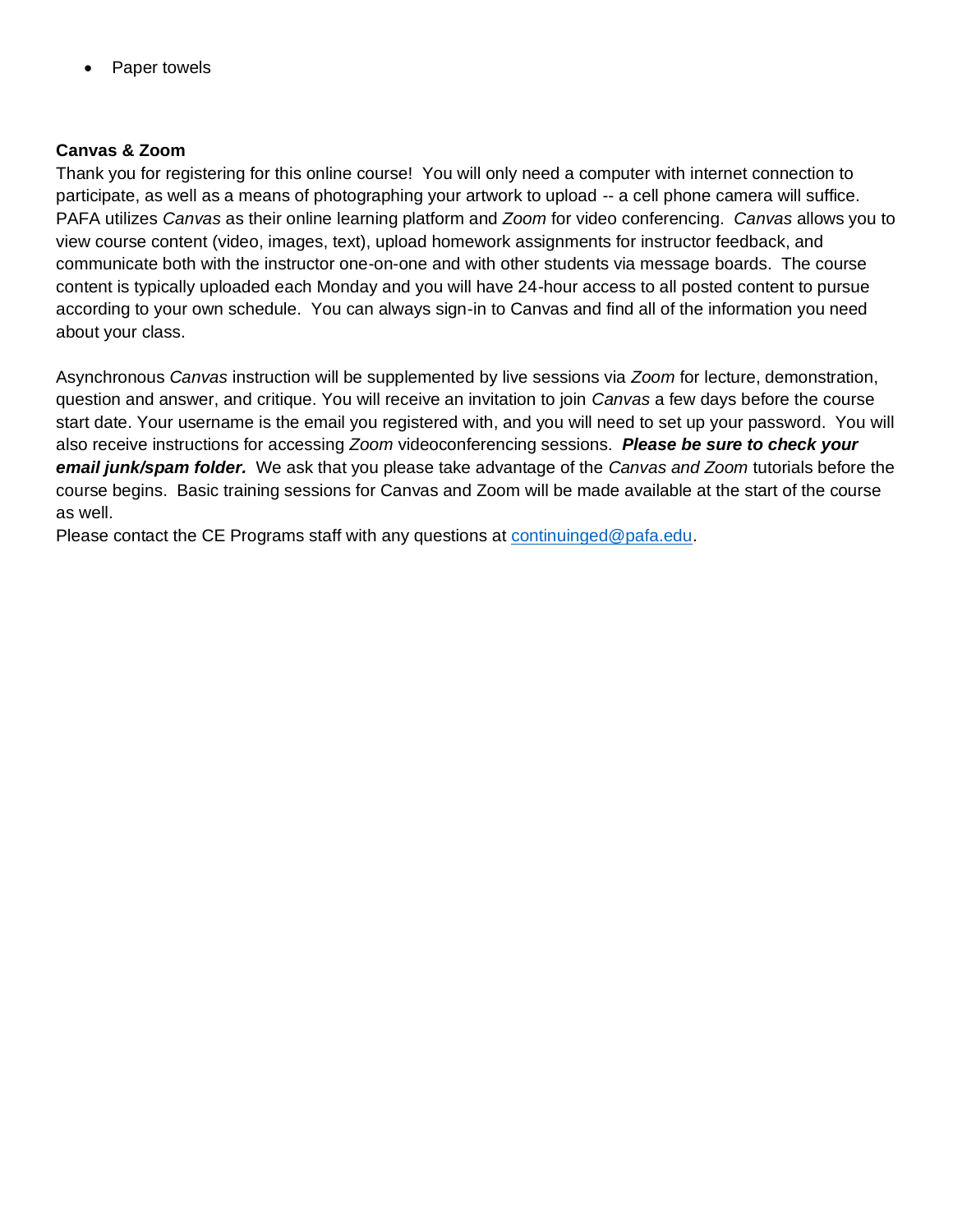- Paper towels

**Canvas & Zoom**

Thank you for registering for this online course! You will only need a computer with internet connection to participate, as well as a means of photographing your artwork to upload -- a cell phone camera will suffice. PAFA utilizes *Canvas* as their online learning platform and *Zoom* for video conferencing. *Canvas* allows you to view course content (video, images, text), upload homework assignments for instructor feedback, and communicate both with the instructor one-on-one and with other students via message boards. The course content is typically uploaded each Monday and you will have 24-hour access to all posted content to pursue according to your own schedule. You can always sign-in to Canvas and find all of the information you need about your class.

Asynchronous *Canvas* instruction will be supplemented by live sessions via *Zoom* for lecture, demonstration, question and answer, and critique. You will receive an invitation to join *Canvas* a few days before the course start date. Your username is the email you registered with, and you will need to set up your password. You will also receive instructions for accessing *Zoom* videoconferencing sessions. ***Please be sure to check your email junk/spam folder.*** We ask that you please take advantage of the *Canvas and Zoom* tutorials before the course begins. Basic training sessions for Canvas and Zoom will be made available at the start of the course as well.

Please contact the CE Programs staff with any questions at [continuinged@pafa.edu](mailto:continuinged@pafa.edu).